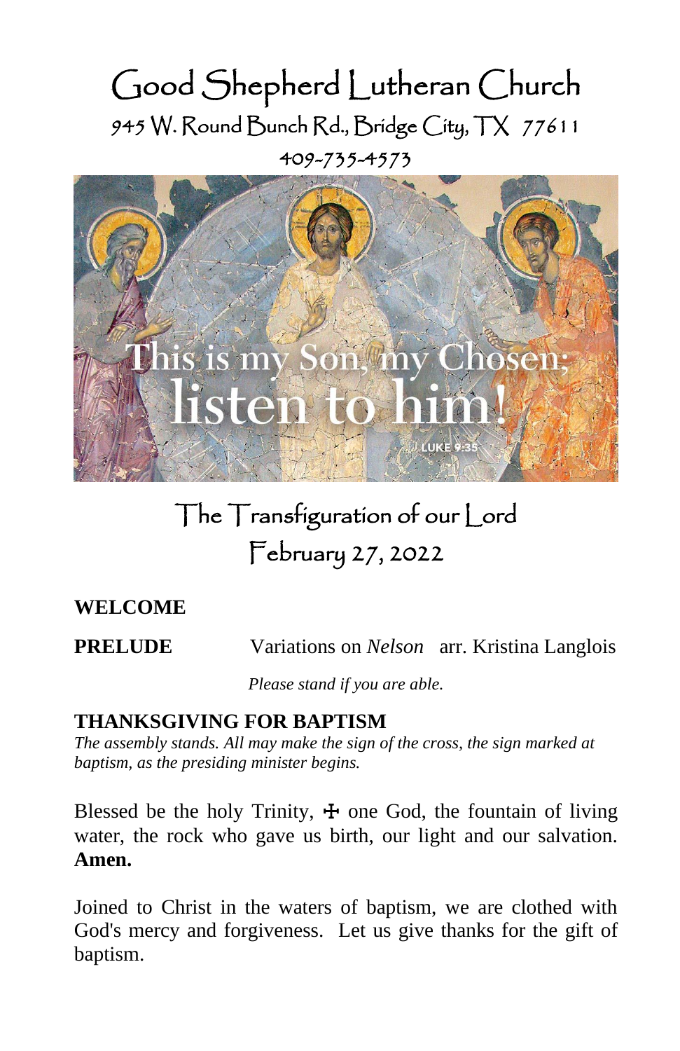# Good Shepherd Lutheran Church

945 W. Round Bunch Rd., Bridge City, TX 77611

409-735-4573

This is my Son, my Chosen; listen to him!

LUKE 9:35

## The Transfiguration of our Lord

February 27, 2022

**WELCOME**

**PRELUDE** Variations on *Nelson* arr. Kristina Langlois

*Please stand if you are able.*

**THANKSGIVING FOR BAPTISM**

*The assembly stands. All may make the sign of the cross, the sign marked at baptism, as the presiding minister begins.*

Blessed be the holy Trinity, ☩ one God, the fountain of living water, the rock who gave us birth, our light and our salvation. **Amen.**

Joined to Christ in the waters of baptism, we are clothed with God's mercy and forgiveness. Let us give thanks for the gift of baptism.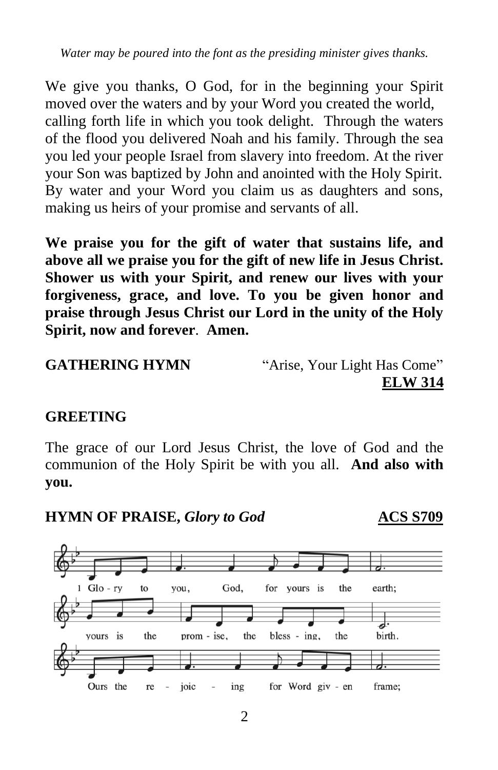*Water may be poured into the font as the presiding minister gives thanks.*

We give you thanks, O God, for in the beginning your Spirit moved over the waters and by your Word you created the world, calling forth life in which you took delight. Through the waters of the flood you delivered Noah and his family. Through the sea you led your people Israel from slavery into freedom. At the river your Son was baptized by John and anointed with the Holy Spirit. By water and your Word you claim us as daughters and sons, making us heirs of your promise and servants of all.

**We praise you for the gift of water that sustains life, and above all we praise you for the gift of new life in Jesus Christ. Shower us with your Spirit, and renew our lives with your forgiveness, grace, and love. To you be given honor and praise through Jesus Christ our Lord in the unity of the Holy Spirit, now and forever**. **Amen.**

**GATHERING HYMN** "Arise, Your Light Has Come" **ELW 314**

**GREETING**

The grace of our Lord Jesus Christ, the love of God and the communion of the Holy Spirit be with you all. **And also with you.**

**HYMN OF PRAISE,** ***Glory to God*** **ACS S709**

1 Glo - ry to you, God, for yours is the earth;
yours is the prom - ise, the bless - ing, the birth.
Ours the re - joic - ing for Word giv - en frame;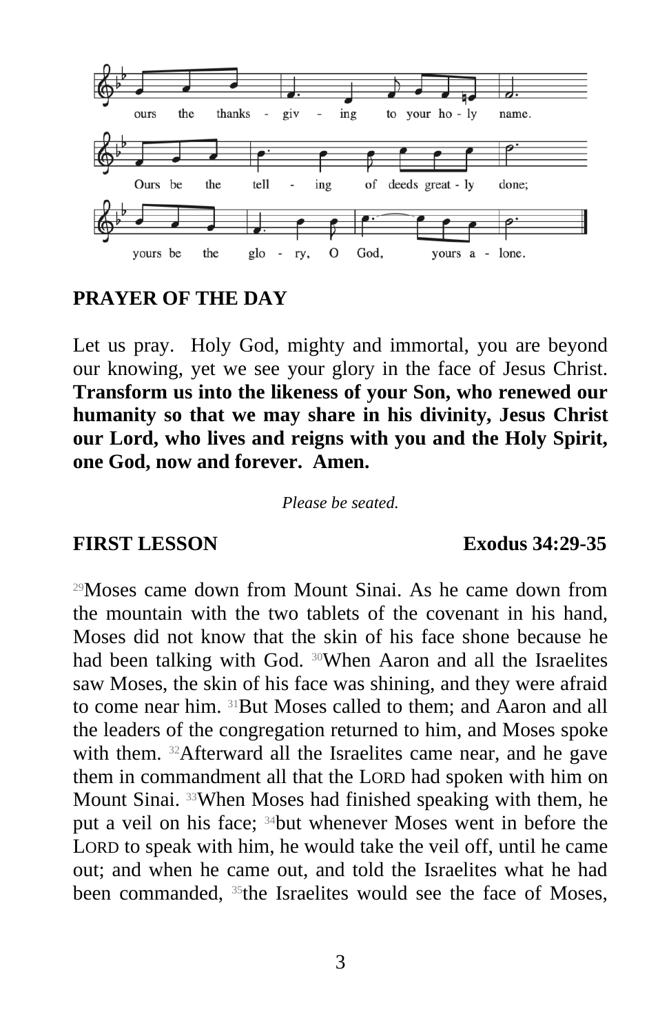ours the thanks - giv - ing to your ho - ly name.

Ours be the tell - ing of deeds great - ly done;

yours be the glo - ry, O God, yours a - lone.

**PRAYER OF THE DAY**

Let us pray. Holy God, mighty and immortal, you are beyond our knowing, yet we see your glory in the face of Jesus Christ. **Transform us into the likeness of your Son, who renewed our humanity so that we may share in his divinity, Jesus Christ our Lord, who lives and reigns with you and the Holy Spirit, one God, now and forever. Amen.**

*Please be seated.*

**FIRST LESSON** **Exodus 34:29-35**

[29]Moses came down from Mount Sinai. As he came down from the mountain with the two tablets of the covenant in his hand, Moses did not know that the skin of his face shone because he had been talking with God. [30]When Aaron and all the Israelites saw Moses, the skin of his face was shining, and they were afraid to come near him. [31]But Moses called to them; and Aaron and all the leaders of the congregation returned to him, and Moses spoke with them. [32]Afterward all the Israelites came near, and he gave them in commandment all that the LORD had spoken with him on Mount Sinai. [33]When Moses had finished speaking with them, he put a veil on his face; [34]but whenever Moses went in before the LORD to speak with him, he would take the veil off, until he came out; and when he came out, and told the Israelites what he had been commanded, [35]the Israelites would see the face of Moses,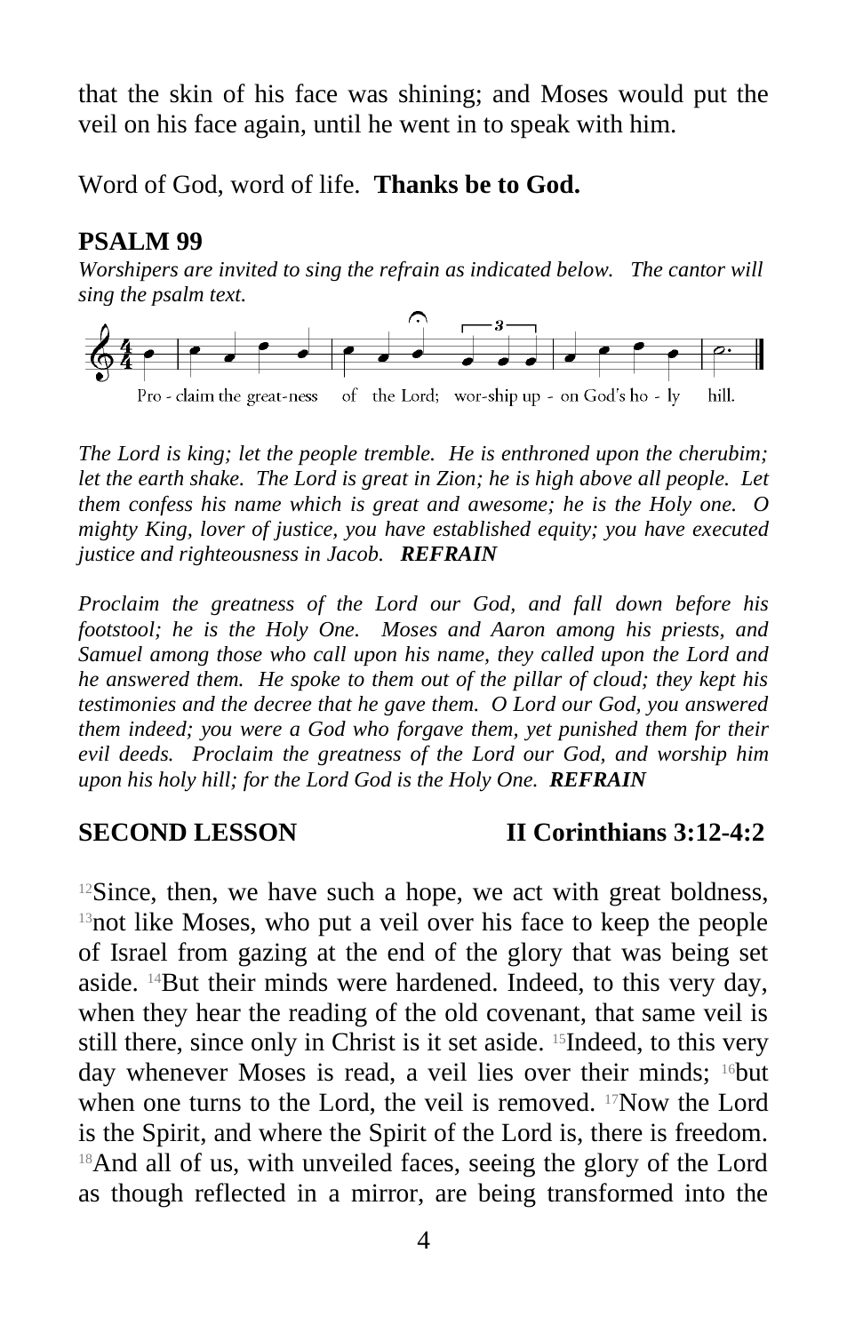that the skin of his face was shining; and Moses would put the veil on his face again, until he went in to speak with him.

Word of God, word of life. **Thanks be to God.**

## PSALM 99

*Worshipers are invited to sing the refrain as indicated below. The cantor will sing the psalm text.*

Pro - claim the great-ness of the Lord; wor-ship up - on God's ho - ly hill.

*The Lord is king; let the people tremble. He is enthroned upon the cherubim; let the earth shake. The Lord is great in Zion; he is high above all people. Let them confess his name which is great and awesome; he is the Holy one. O mighty King, lover of justice, you have established equity; you have executed justice and righteousness in Jacob.* ***REFRAIN***

*Proclaim the greatness of the Lord our God, and fall down before his footstool; he is the Holy One. Moses and Aaron among his priests, and Samuel among those who call upon his name, they called upon the Lord and he answered them. He spoke to them out of the pillar of cloud; they kept his testimonies and the decree that he gave them. O Lord our God, you answered them indeed; you were a God who forgave them, yet punished them for their evil deeds. Proclaim the greatness of the Lord our God, and worship him upon his holy hill; for the Lord God is the Holy One.* ***REFRAIN***

## SECOND LESSON — II Corinthians 3:12-4:2

[12]Since, then, we have such a hope, we act with great boldness, [13]not like Moses, who put a veil over his face to keep the people of Israel from gazing at the end of the glory that was being set aside. [14]But their minds were hardened. Indeed, to this very day, when they hear the reading of the old covenant, that same veil is still there, since only in Christ is it set aside. [15]Indeed, to this very day whenever Moses is read, a veil lies over their minds; [16]but when one turns to the Lord, the veil is removed. [17]Now the Lord is the Spirit, and where the Spirit of the Lord is, there is freedom. [18]And all of us, with unveiled faces, seeing the glory of the Lord as though reflected in a mirror, are being transformed into the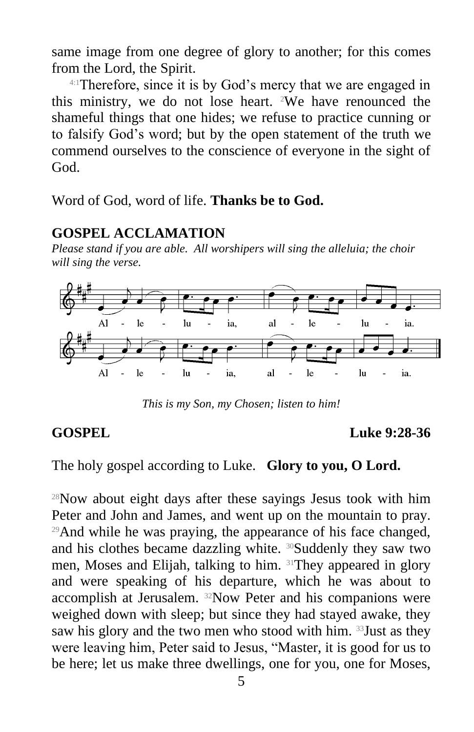same image from one degree of glory to another; for this comes from the Lord, the Spirit.

[4:1]Therefore, since it is by God's mercy that we are engaged in this ministry, we do not lose heart. [2]We have renounced the shameful things that one hides; we refuse to practice cunning or to falsify God's word; but by the open statement of the truth we commend ourselves to the conscience of everyone in the sight of God.

Word of God, word of life. **Thanks be to God.**

## GOSPEL ACCLAMATION

*Please stand if you are able. All worshipers will sing the alleluia; the choir will sing the verse.*

Al - le - lu - ia, al - le - lu - ia.

Al - le - lu - ia, al - le - lu - ia.

*This is my Son, my Chosen; listen to him!*

## GOSPEL Luke 9:28-36

The holy gospel according to Luke. **Glory to you, O Lord.**

[28]Now about eight days after these sayings Jesus took with him Peter and John and James, and went up on the mountain to pray. [29]And while he was praying, the appearance of his face changed, and his clothes became dazzling white. [30]Suddenly they saw two men, Moses and Elijah, talking to him. [31]They appeared in glory and were speaking of his departure, which he was about to accomplish at Jerusalem. [32]Now Peter and his companions were weighed down with sleep; but since they had stayed awake, they saw his glory and the two men who stood with him. [33]Just as they were leaving him, Peter said to Jesus, "Master, it is good for us to be here; let us make three dwellings, one for you, one for Moses,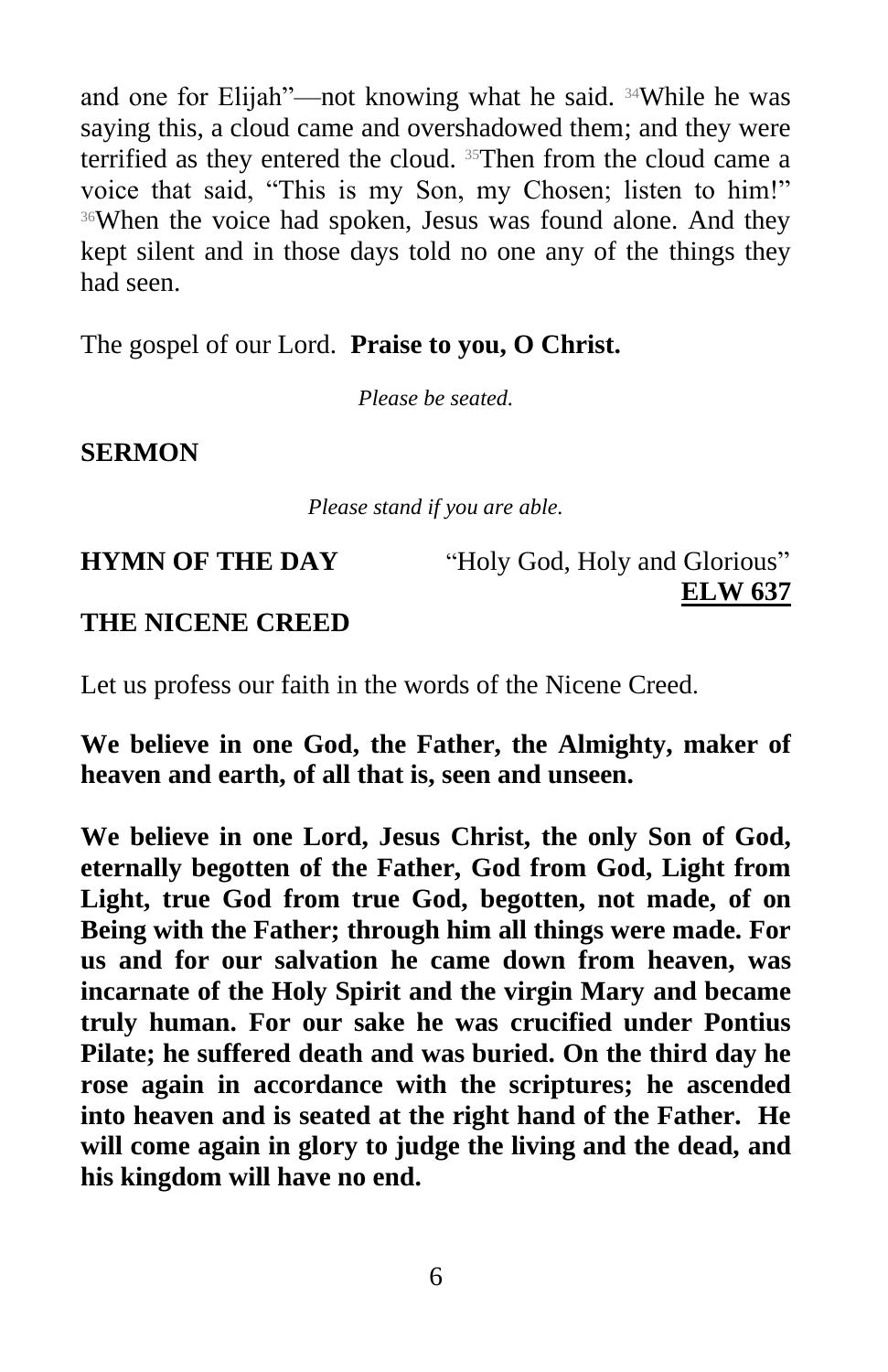and one for Elijah"—not knowing what he said. [34]While he was saying this, a cloud came and overshadowed them; and they were terrified as they entered the cloud. [35]Then from the cloud came a voice that said, "This is my Son, my Chosen; listen to him!" [36]When the voice had spoken, Jesus was found alone. And they kept silent and in those days told no one any of the things they had seen.

The gospel of our Lord. **Praise to you, O Christ.**

*Please be seated.*

**SERMON**

*Please stand if you are able.*

**HYMN OF THE DAY** "Holy God, Holy and Glorious" **ELW 637**

**THE NICENE CREED**

Let us profess our faith in the words of the Nicene Creed.

**We believe in one God, the Father, the Almighty, maker of heaven and earth, of all that is, seen and unseen.**

**We believe in one Lord, Jesus Christ, the only Son of God, eternally begotten of the Father, God from God, Light from Light, true God from true God, begotten, not made, of on Being with the Father; through him all things were made. For us and for our salvation he came down from heaven, was incarnate of the Holy Spirit and the virgin Mary and became truly human. For our sake he was crucified under Pontius Pilate; he suffered death and was buried. On the third day he rose again in accordance with the scriptures; he ascended into heaven and is seated at the right hand of the Father. He will come again in glory to judge the living and the dead, and his kingdom will have no end.**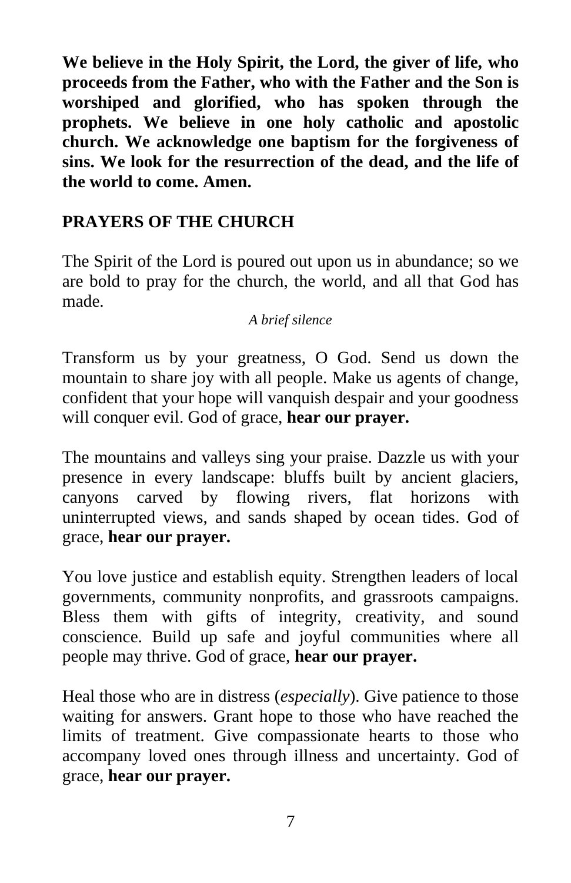**We believe in the Holy Spirit, the Lord, the giver of life, who proceeds from the Father, who with the Father and the Son is worshiped and glorified, who has spoken through the prophets. We believe in one holy catholic and apostolic church. We acknowledge one baptism for the forgiveness of sins. We look for the resurrection of the dead, and the life of the world to come. Amen.**

## PRAYERS OF THE CHURCH

The Spirit of the Lord is poured out upon us in abundance; so we are bold to pray for the church, the world, and all that God has made.

*A brief silence*

Transform us by your greatness, O God. Send us down the mountain to share joy with all people. Make us agents of change, confident that your hope will vanquish despair and your goodness will conquer evil. God of grace, **hear our prayer.**

The mountains and valleys sing your praise. Dazzle us with your presence in every landscape: bluffs built by ancient glaciers, canyons carved by flowing rivers, flat horizons with uninterrupted views, and sands shaped by ocean tides. God of grace, **hear our prayer.**

You love justice and establish equity. Strengthen leaders of local governments, community nonprofits, and grassroots campaigns. Bless them with gifts of integrity, creativity, and sound conscience. Build up safe and joyful communities where all people may thrive. God of grace, **hear our prayer.**

Heal those who are in distress (*especially*). Give patience to those waiting for answers. Grant hope to those who have reached the limits of treatment. Give compassionate hearts to those who accompany loved ones through illness and uncertainty. God of grace, **hear our prayer.**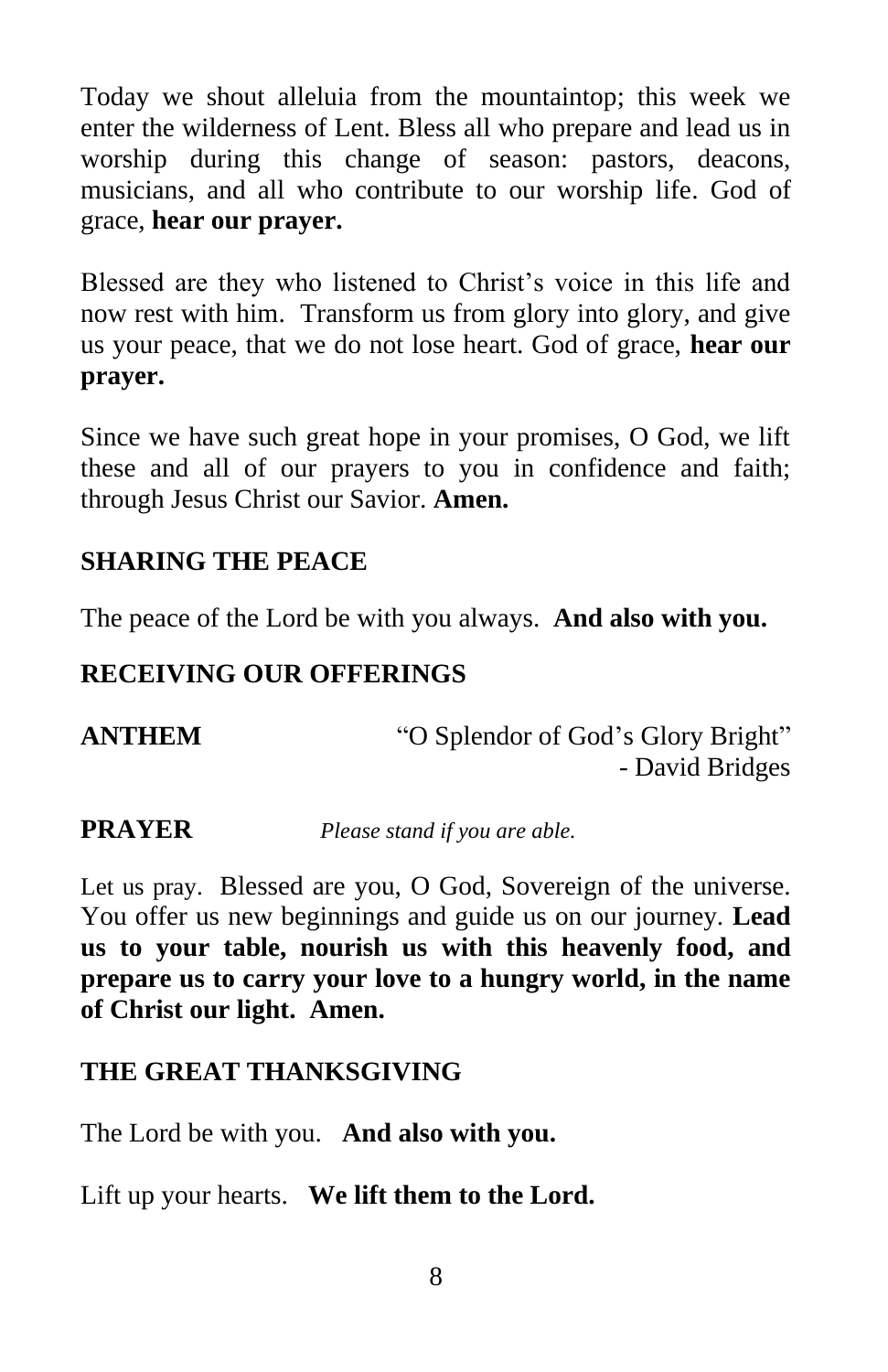Today we shout alleluia from the mountaintop; this week we enter the wilderness of Lent. Bless all who prepare and lead us in worship during this change of season: pastors, deacons, musicians, and all who contribute to our worship life. God of grace, **hear our prayer.**

Blessed are they who listened to Christ's voice in this life and now rest with him. Transform us from glory into glory, and give us your peace, that we do not lose heart. God of grace, **hear our prayer.**

Since we have such great hope in your promises, O God, we lift these and all of our prayers to you in confidence and faith; through Jesus Christ our Savior. **Amen.**

## SHARING THE PEACE

The peace of the Lord be with you always. **And also with you.**

## RECEIVING OUR OFFERINGS

**ANTHEM** "O Splendor of God's Glory Bright"
- David Bridges

**PRAYER** *Please stand if you are able.*

Let us pray. Blessed are you, O God, Sovereign of the universe. You offer us new beginnings and guide us on our journey. **Lead us to your table, nourish us with this heavenly food, and prepare us to carry your love to a hungry world, in the name of Christ our light. Amen.**

## THE GREAT THANKSGIVING

The Lord be with you. **And also with you.**

Lift up your hearts. **We lift them to the Lord.**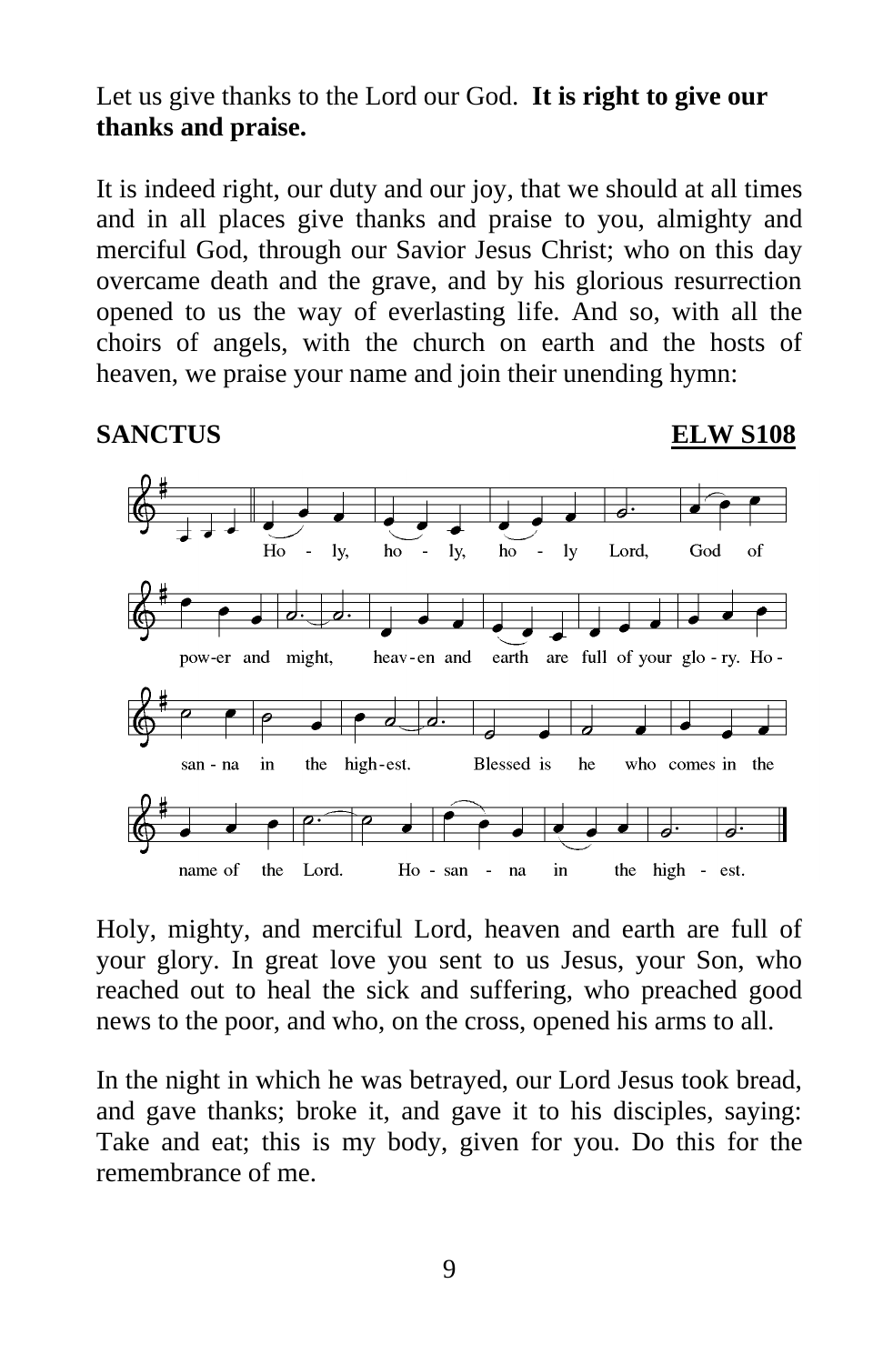Let us give thanks to the Lord our God. **It is right to give our thanks and praise.**

It is indeed right, our duty and our joy, that we should at all times and in all places give thanks and praise to you, almighty and merciful God, through our Savior Jesus Christ; who on this day overcame death and the grave, and by his glorious resurrection opened to us the way of everlasting life. And so, with all the choirs of angels, with the church on earth and the hosts of heaven, we praise your name and join their unending hymn:

**SANCTUS** **ELW S108**

Holy, holy, holy Lord, God of power and might, heaven and earth are full of your glory. Hosanna in the highest. Blessed is he who comes in the name of the Lord. Hosanna in the highest.

Holy, mighty, and merciful Lord, heaven and earth are full of your glory. In great love you sent to us Jesus, your Son, who reached out to heal the sick and suffering, who preached good news to the poor, and who, on the cross, opened his arms to all.

In the night in which he was betrayed, our Lord Jesus took bread, and gave thanks; broke it, and gave it to his disciples, saying: Take and eat; this is my body, given for you. Do this for the remembrance of me.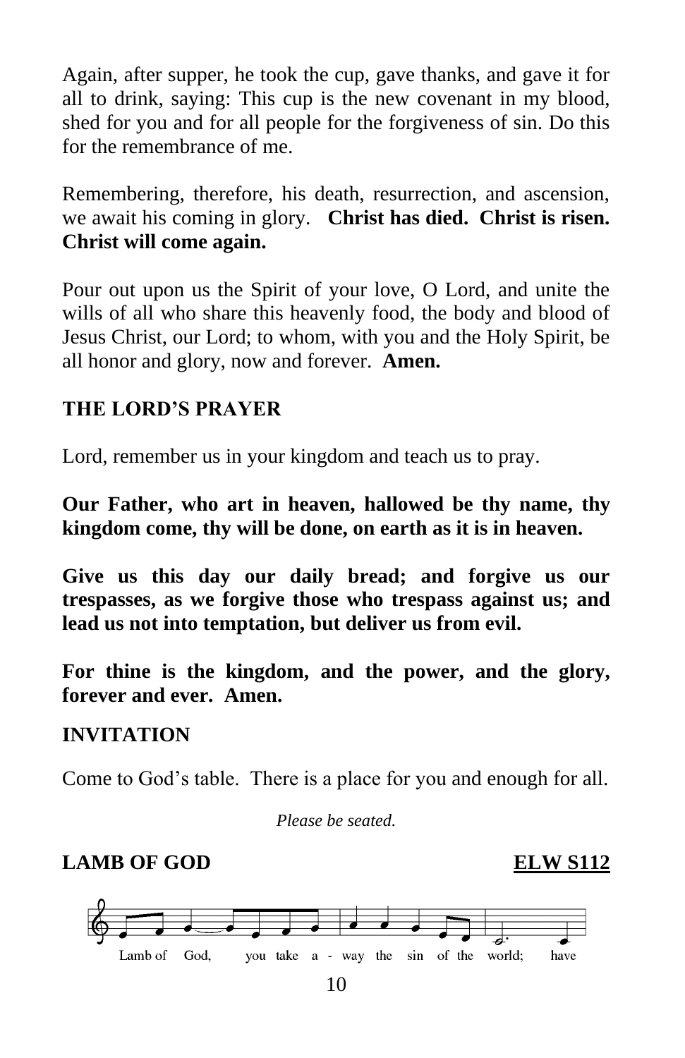Again, after supper, he took the cup, gave thanks, and gave it for all to drink, saying: This cup is the new covenant in my blood, shed for you and for all people for the forgiveness of sin. Do this for the remembrance of me.

Remembering, therefore, his death, resurrection, and ascension, we await his coming in glory. **Christ has died. Christ is risen. Christ will come again.**

Pour out upon us the Spirit of your love, O Lord, and unite the wills of all who share this heavenly food, the body and blood of Jesus Christ, our Lord; to whom, with you and the Holy Spirit, be all honor and glory, now and forever. **Amen.**

**THE LORD'S PRAYER**

Lord, remember us in your kingdom and teach us to pray.

**Our Father, who art in heaven, hallowed be thy name, thy kingdom come, thy will be done, on earth as it is in heaven.**

**Give us this day our daily bread; and forgive us our trespasses, as we forgive those who trespass against us; and lead us not into temptation, but deliver us from evil.**

**For thine is the kingdom, and the power, and the glory, forever and ever. Amen.**

**INVITATION**

Come to God's table. There is a place for you and enough for all.

*Please be seated.*

**LAMB OF GOD** **ELW S112**

Lamb of God, you take a - way the sin of the world; have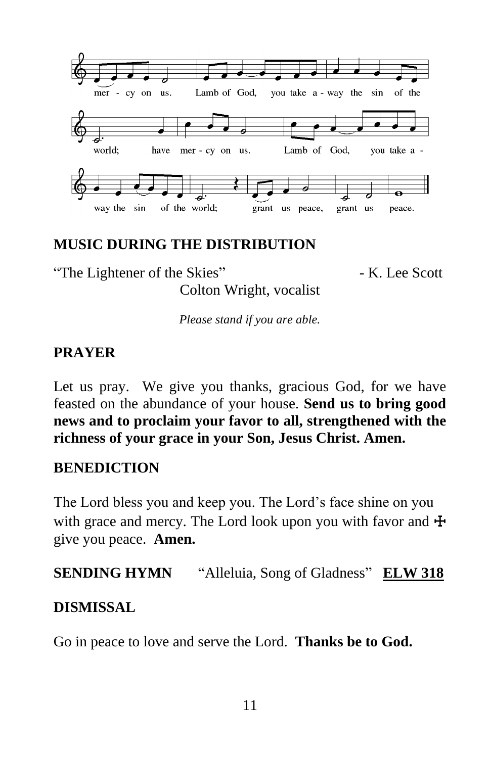mer - cy on us. Lamb of God, you take a - way the sin of the world; have mer - cy on us. Lamb of God, you take a - way the sin of the world; grant us peace, grant us peace.

**MUSIC DURING THE DISTRIBUTION**

"The Lightener of the Skies" - K. Lee Scott
Colton Wright, vocalist

*Please stand if you are able.*

**PRAYER**

Let us pray. We give you thanks, gracious God, for we have feasted on the abundance of your house. **Send us to bring good news and to proclaim your favor to all, strengthened with the richness of your grace in your Son, Jesus Christ. Amen.**

**BENEDICTION**

The Lord bless you and keep you. The Lord's face shine on you with grace and mercy. The Lord look upon you with favor and ☩ give you peace. **Amen.**

**SENDING HYMN** "Alleluia, Song of Gladness" **ELW 318**

**DISMISSAL**

Go in peace to love and serve the Lord. **Thanks be to God.**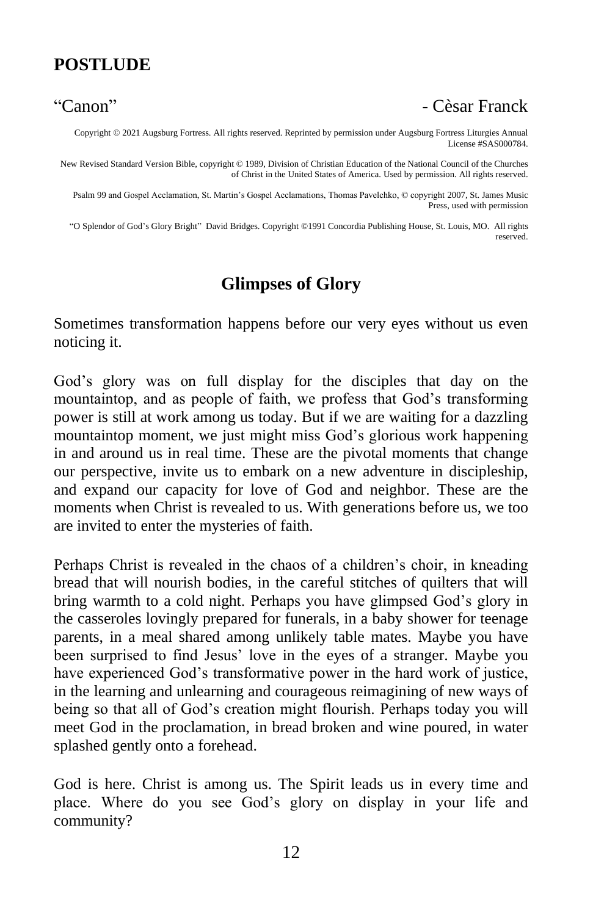## POSTLUDE

"Canon" - Cèsar Franck

Copyright © 2021 Augsburg Fortress. All rights reserved. Reprinted by permission under Augsburg Fortress Liturgies Annual License #SAS000784.

New Revised Standard Version Bible, copyright © 1989, Division of Christian Education of the National Council of the Churches of Christ in the United States of America. Used by permission. All rights reserved.

Psalm 99 and Gospel Acclamation, St. Martin's Gospel Acclamations, Thomas Pavelchko, © copyright 2007, St. James Music Press, used with permission

"O Splendor of God's Glory Bright" David Bridges. Copyright ©1991 Concordia Publishing House, St. Louis, MO. All rights reserved.

## Glimpses of Glory

Sometimes transformation happens before our very eyes without us even noticing it.

God's glory was on full display for the disciples that day on the mountaintop, and as people of faith, we profess that God's transforming power is still at work among us today. But if we are waiting for a dazzling mountaintop moment, we just might miss God's glorious work happening in and around us in real time. These are the pivotal moments that change our perspective, invite us to embark on a new adventure in discipleship, and expand our capacity for love of God and neighbor. These are the moments when Christ is revealed to us. With generations before us, we too are invited to enter the mysteries of faith.

Perhaps Christ is revealed in the chaos of a children's choir, in kneading bread that will nourish bodies, in the careful stitches of quilters that will bring warmth to a cold night. Perhaps you have glimpsed God's glory in the casseroles lovingly prepared for funerals, in a baby shower for teenage parents, in a meal shared among unlikely table mates. Maybe you have been surprised to find Jesus' love in the eyes of a stranger. Maybe you have experienced God's transformative power in the hard work of justice, in the learning and unlearning and courageous reimagining of new ways of being so that all of God's creation might flourish. Perhaps today you will meet God in the proclamation, in bread broken and wine poured, in water splashed gently onto a forehead.

God is here. Christ is among us. The Spirit leads us in every time and place. Where do you see God's glory on display in your life and community?